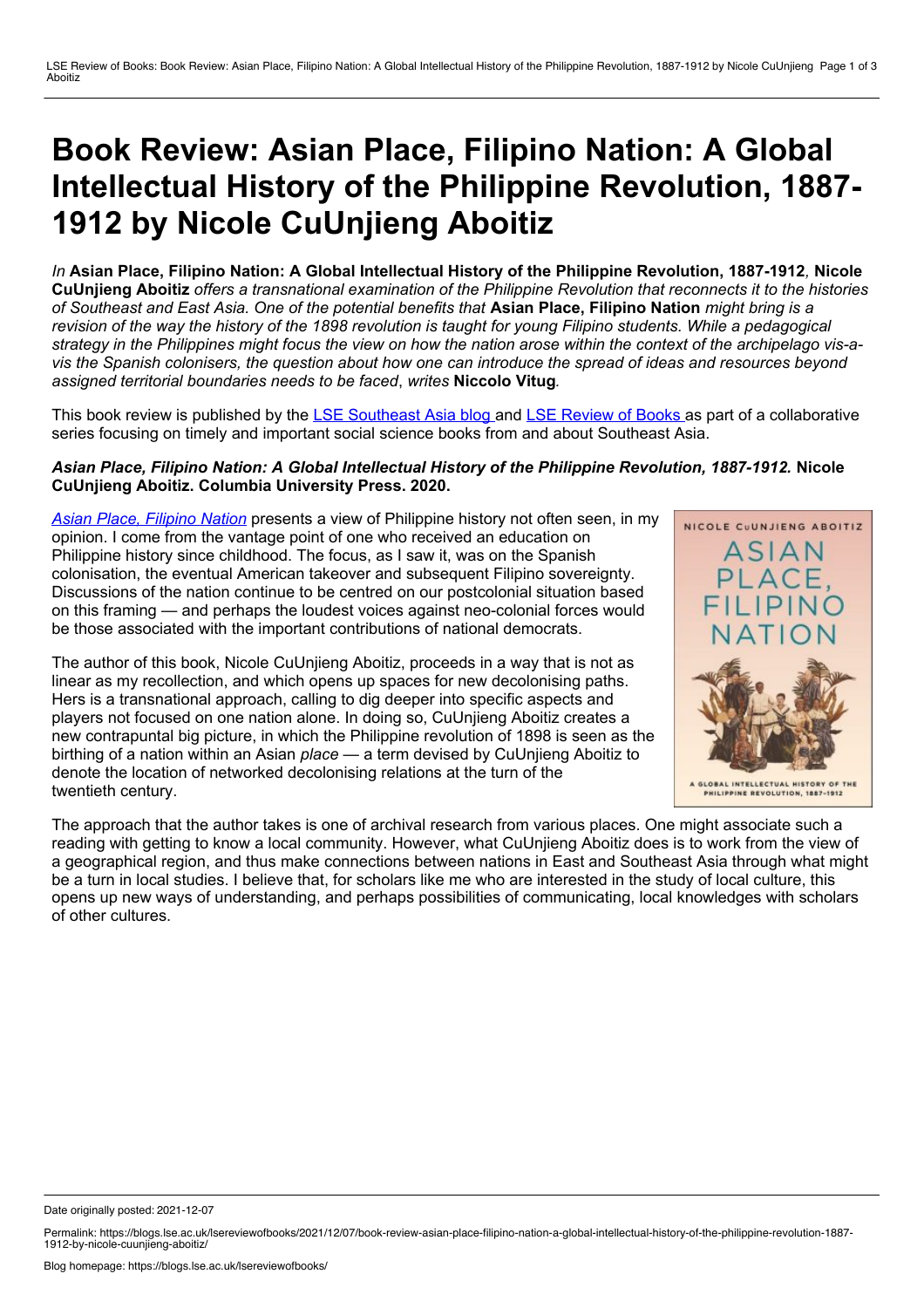# Book Review: Asian Place, Filipino Nation: A Global Intellectual History of the Philippine Revolution, 1887-1912 by Nicole CuUnjieng Aboitiz

*In* **Asian Place, Filipino Nation: A Global Intellectual History of the Philippine Revolution, 1887-1912***,* **Nicole CuUnjieng Aboitiz** *offers a transnational examination of the Philippine Revolution that reconnects it to the histories of Southeast and East Asia. One of the potential benefits that* **Asian Place, Filipino Nation** *might bring is a revision of the way the history of the 1898 revolution is taught for young Filipino students. While a pedagogical strategy in the Philippines might focus the view on how the nation arose within the context of the archipelago vis-a-vis the Spanish colonisers, the question about how one can introduce the spread of ideas and resources beyond assigned territorial boundaries needs to be faced*, *writes* **Niccolo Vitug***.*

This book review is published by the LSE Southeast Asia blog and LSE Review of Books as part of a collaborative series focusing on timely and important social science books from and about Southeast Asia.

***Asian Place, Filipino Nation: A Global Intellectual History of the Philippine Revolution, 1887-1912.*** **Nicole CuUnjieng Aboitiz. Columbia University Press. 2020.**

*Asian Place, Filipino Nation* presents a view of Philippine history not often seen, in my opinion. I come from the vantage point of one who received an education on Philippine history since childhood. The focus, as I saw it, was on the Spanish colonisation, the eventual American takeover and subsequent Filipino sovereignty. Discussions of the nation continue to be centred on our postcolonial situation based on this framing — and perhaps the loudest voices against neo-colonial forces would be those associated with the important contributions of national democrats.

The author of this book, Nicole CuUnjieng Aboitiz, proceeds in a way that is not as linear as my recollection, and which opens up spaces for new decolonising paths. Hers is a transnational approach, calling to dig deeper into specific aspects and players not focused on one nation alone. In doing so, CuUnjieng Aboitiz creates a new contrapuntal big picture, in which the Philippine revolution of 1898 is seen as the birthing of a nation within an Asian *place* — a term devised by CuUnjieng Aboitiz to denote the location of networked decolonising relations at the turn of the twentieth century.

The approach that the author takes is one of archival research from various places. One might associate such a reading with getting to know a local community. However, what CuUnjieng Aboitiz does is to work from the view of a geographical region, and thus make connections between nations in East and Southeast Asia through what might be a turn in local studies. I believe that, for scholars like me who are interested in the study of local culture, this opens up new ways of understanding, and perhaps possibilities of communicating, local knowledges with scholars of other cultures.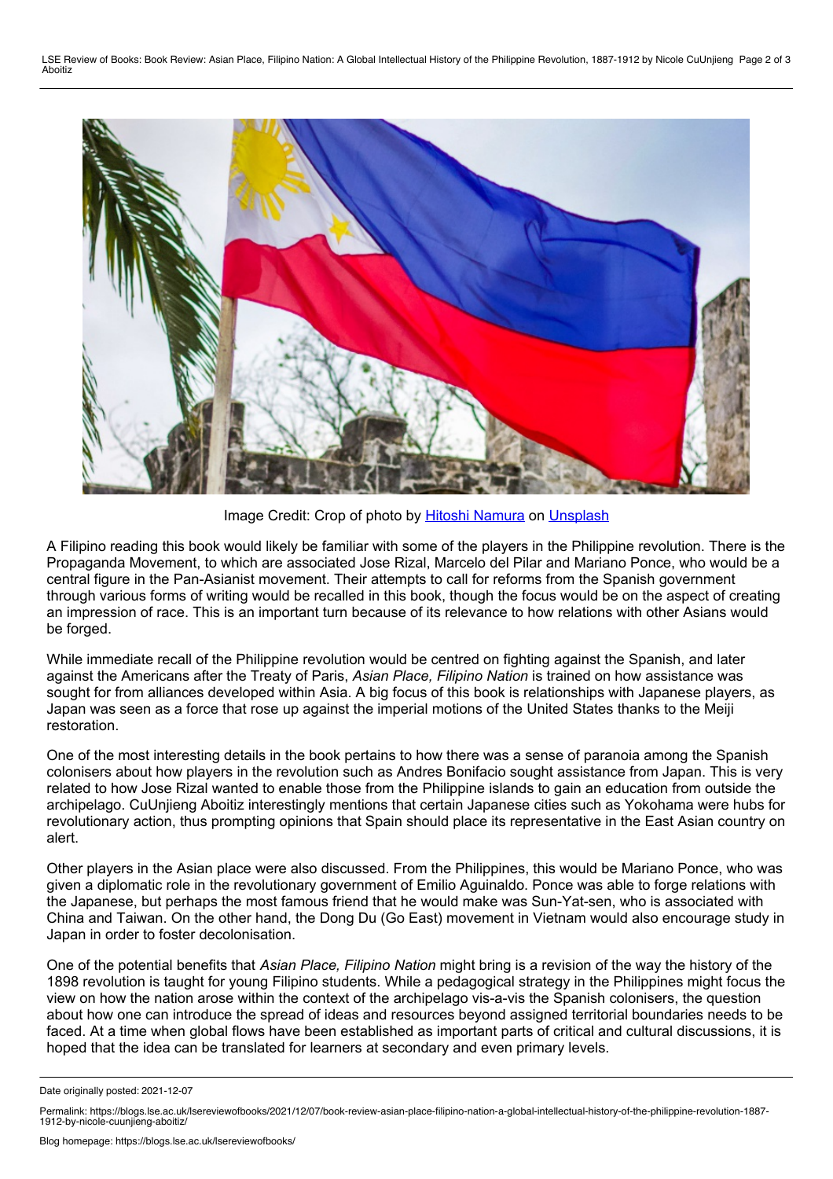Image Credit: Crop of photo by Hitoshi Namura on Unsplash

A Filipino reading this book would likely be familiar with some of the players in the Philippine revolution. There is the Propaganda Movement, to which are associated Jose Rizal, Marcelo del Pilar and Mariano Ponce, who would be a central figure in the Pan-Asianist movement. Their attempts to call for reforms from the Spanish government through various forms of writing would be recalled in this book, though the focus would be on the aspect of creating an impression of race. This is an important turn because of its relevance to how relations with other Asians would be forged.

While immediate recall of the Philippine revolution would be centred on fighting against the Spanish, and later against the Americans after the Treaty of Paris, *Asian Place, Filipino Nation* is trained on how assistance was sought for from alliances developed within Asia. A big focus of this book is relationships with Japanese players, as Japan was seen as a force that rose up against the imperial motions of the United States thanks to the Meiji restoration.

One of the most interesting details in the book pertains to how there was a sense of paranoia among the Spanish colonisers about how players in the revolution such as Andres Bonifacio sought assistance from Japan. This is very related to how Jose Rizal wanted to enable those from the Philippine islands to gain an education from outside the archipelago. CuUnjieng Aboitiz interestingly mentions that certain Japanese cities such as Yokohama were hubs for revolutionary action, thus prompting opinions that Spain should place its representative in the East Asian country on alert.

Other players in the Asian place were also discussed. From the Philippines, this would be Mariano Ponce, who was given a diplomatic role in the revolutionary government of Emilio Aguinaldo. Ponce was able to forge relations with the Japanese, but perhaps the most famous friend that he would make was Sun-Yat-sen, who is associated with China and Taiwan. On the other hand, the Dong Du (Go East) movement in Vietnam would also encourage study in Japan in order to foster decolonisation.

One of the potential benefits that *Asian Place, Filipino Nation* might bring is a revision of the way the history of the 1898 revolution is taught for young Filipino students. While a pedagogical strategy in the Philippines might focus the view on how the nation arose within the context of the archipelago vis-a-vis the Spanish colonisers, the question about how one can introduce the spread of ideas and resources beyond assigned territorial boundaries needs to be faced. At a time when global flows have been established as important parts of critical and cultural discussions, it is hoped that the idea can be translated for learners at secondary and even primary levels.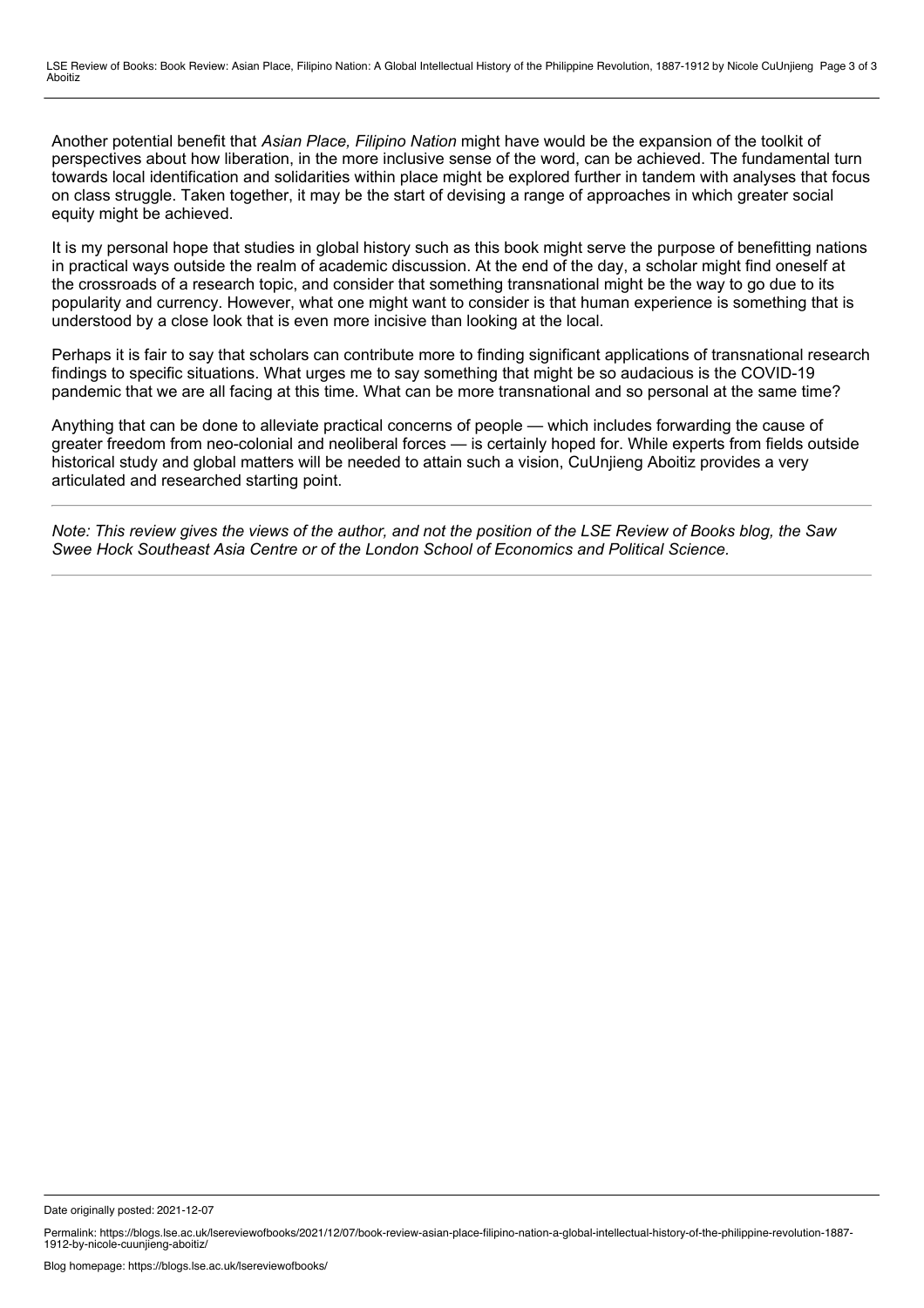Another potential benefit that *Asian Place, Filipino Nation* might have would be the expansion of the toolkit of perspectives about how liberation, in the more inclusive sense of the word, can be achieved. The fundamental turn towards local identification and solidarities within place might be explored further in tandem with analyses that focus on class struggle. Taken together, it may be the start of devising a range of approaches in which greater social equity might be achieved.

It is my personal hope that studies in global history such as this book might serve the purpose of benefitting nations in practical ways outside the realm of academic discussion. At the end of the day, a scholar might find oneself at the crossroads of a research topic, and consider that something transnational might be the way to go due to its popularity and currency. However, what one might want to consider is that human experience is something that is understood by a close look that is even more incisive than looking at the local.

Perhaps it is fair to say that scholars can contribute more to finding significant applications of transnational research findings to specific situations. What urges me to say something that might be so audacious is the COVID-19 pandemic that we are all facing at this time. What can be more transnational and so personal at the same time?

Anything that can be done to alleviate practical concerns of people — which includes forwarding the cause of greater freedom from neo-colonial and neoliberal forces — is certainly hoped for. While experts from fields outside historical study and global matters will be needed to attain such a vision, CuUnjieng Aboitiz provides a very articulated and researched starting point.

---

*Note: This review gives the views of the author, and not the position of the LSE Review of Books blog, the Saw Swee Hock Southeast Asia Centre or of the London School of Economics and Political Science.*

---

Date originally posted: 2021-12-07

Permalink: https://blogs.lse.ac.uk/lsereviewofbooks/2021/12/07/book-review-asian-place-filipino-nation-a-global-intellectual-history-of-the-philippine-revolution-1887-1912-by-nicole-cuunjieng-aboitiz/

Blog homepage: https://blogs.lse.ac.uk/lsereviewofbooks/